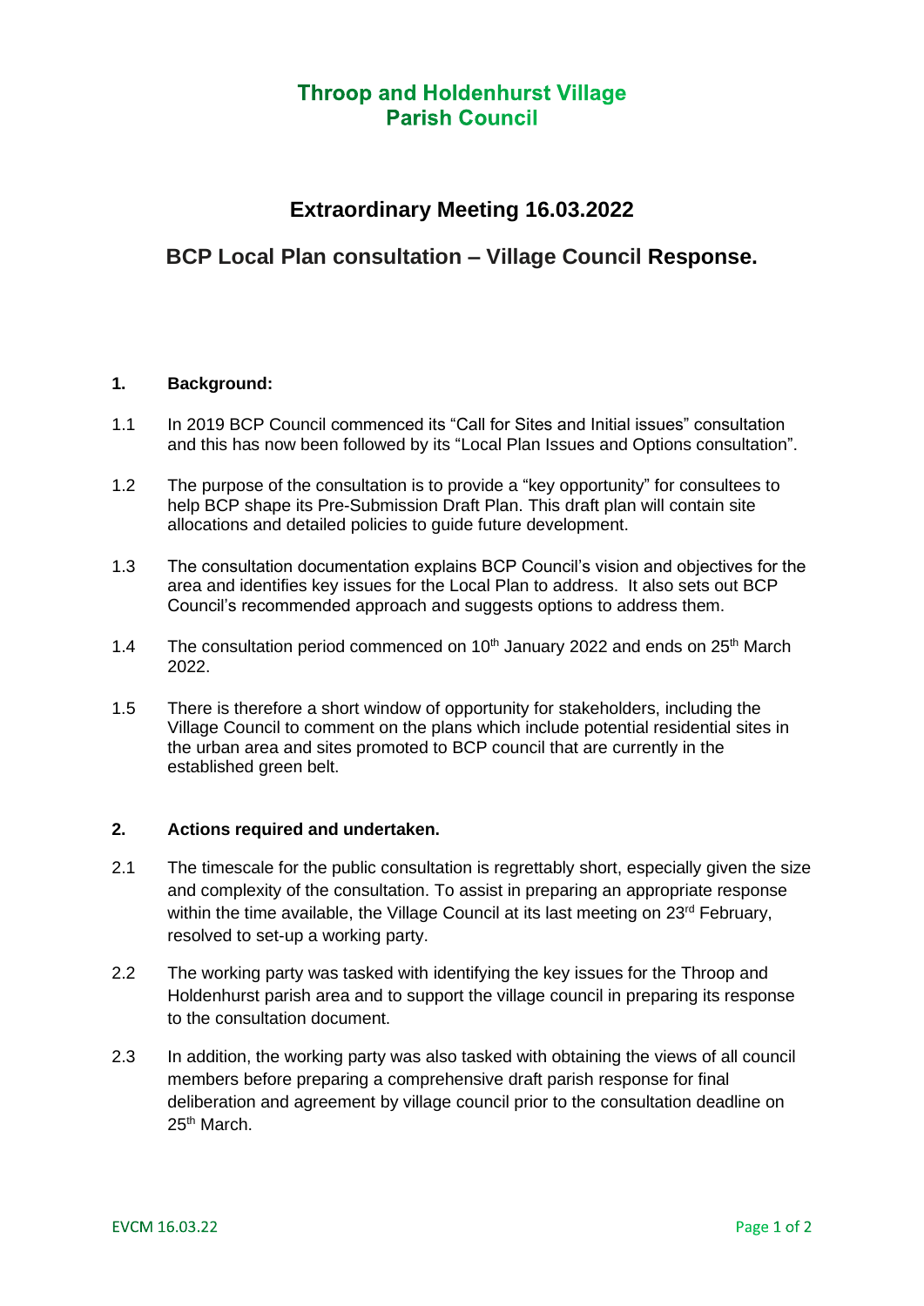# Throop and Holdenhurst Village Parish Council

## Extraordinary Meeting 16.03.2022

## BCP Local Plan consultation – Village Council Response.

### 1. Background:

1.1 In 2019 BCP Council commenced its "Call for Sites and Initial issues" consultation and this has now been followed by its "Local Plan Issues and Options consultation".

1.2 The purpose of the consultation is to provide a "key opportunity" for consultees to help BCP shape its Pre-Submission Draft Plan. This draft plan will contain site allocations and detailed policies to guide future development.

1.3 The consultation documentation explains BCP Council's vision and objectives for the area and identifies key issues for the Local Plan to address. It also sets out BCP Council's recommended approach and suggests options to address them.

1.4 The consultation period commenced on 10th January 2022 and ends on 25th March 2022.

1.5 There is therefore a short window of opportunity for stakeholders, including the Village Council to comment on the plans which include potential residential sites in the urban area and sites promoted to BCP council that are currently in the established green belt.

### 2. Actions required and undertaken.

2.1 The timescale for the public consultation is regrettably short, especially given the size and complexity of the consultation. To assist in preparing an appropriate response within the time available, the Village Council at its last meeting on 23rd February, resolved to set-up a working party.

2.2 The working party was tasked with identifying the key issues for the Throop and Holdenhurst parish area and to support the village council in preparing its response to the consultation document.

2.3 In addition, the working party was also tasked with obtaining the views of all council members before preparing a comprehensive draft parish response for final deliberation and agreement by village council prior to the consultation deadline on 25th March.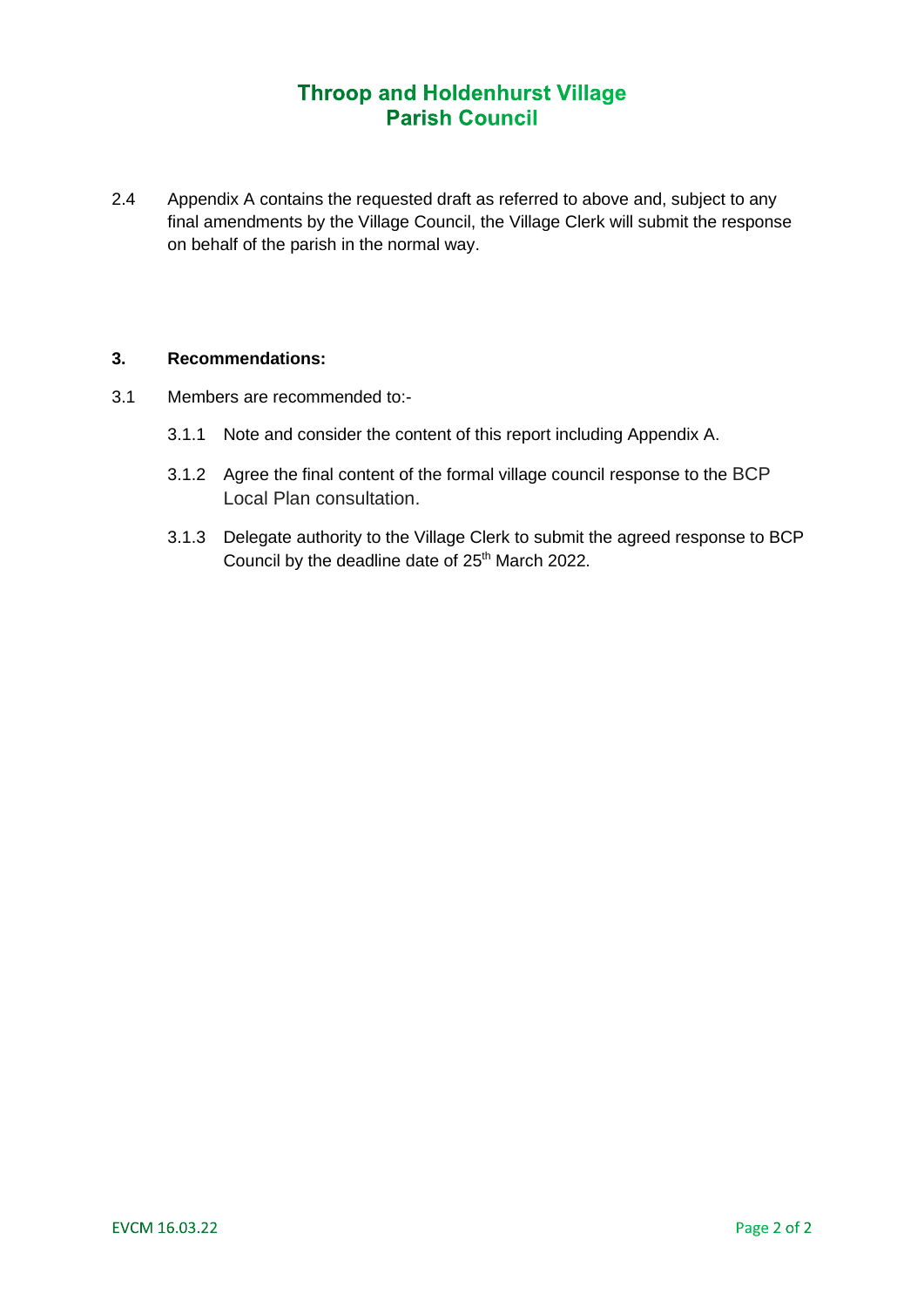2.4 Appendix A contains the requested draft as referred to above and, subject to any final amendments by the Village Council, the Village Clerk will submit the response on behalf of the parish in the normal way.

**3. Recommendations:**

3.1 Members are recommended to:-

3.1.1 Note and consider the content of this report including Appendix A.

3.1.2 Agree the final content of the formal village council response to the BCP Local Plan consultation.

3.1.3 Delegate authority to the Village Clerk to submit the agreed response to BCP Council by the deadline date of 25th March 2022.